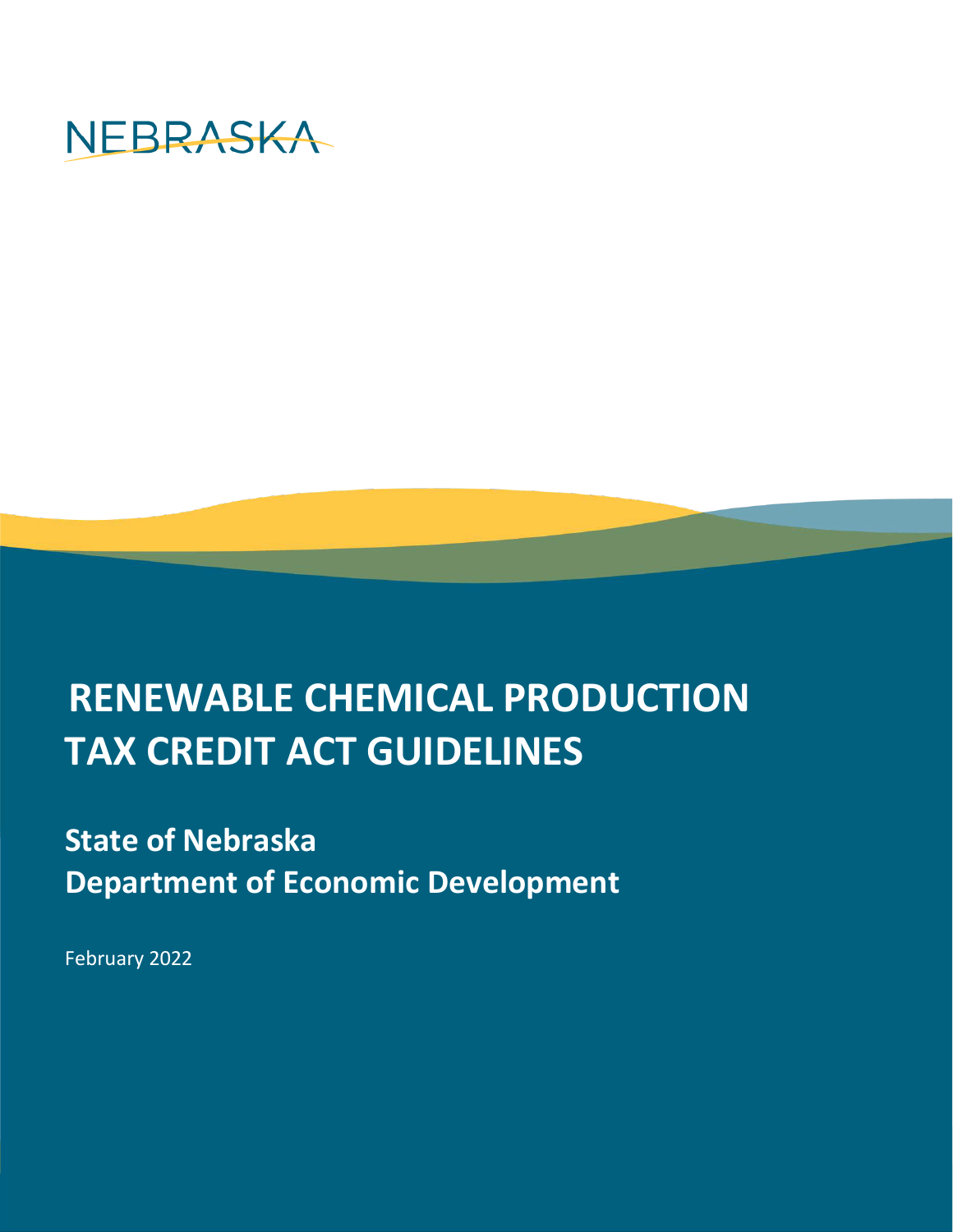NEBRASKA

# RENEWABLE CHEMICAL PRODUCTION TAX CREDIT ACT GUIDELINES

## State of Nebraska
## Department of Economic Development

February 2022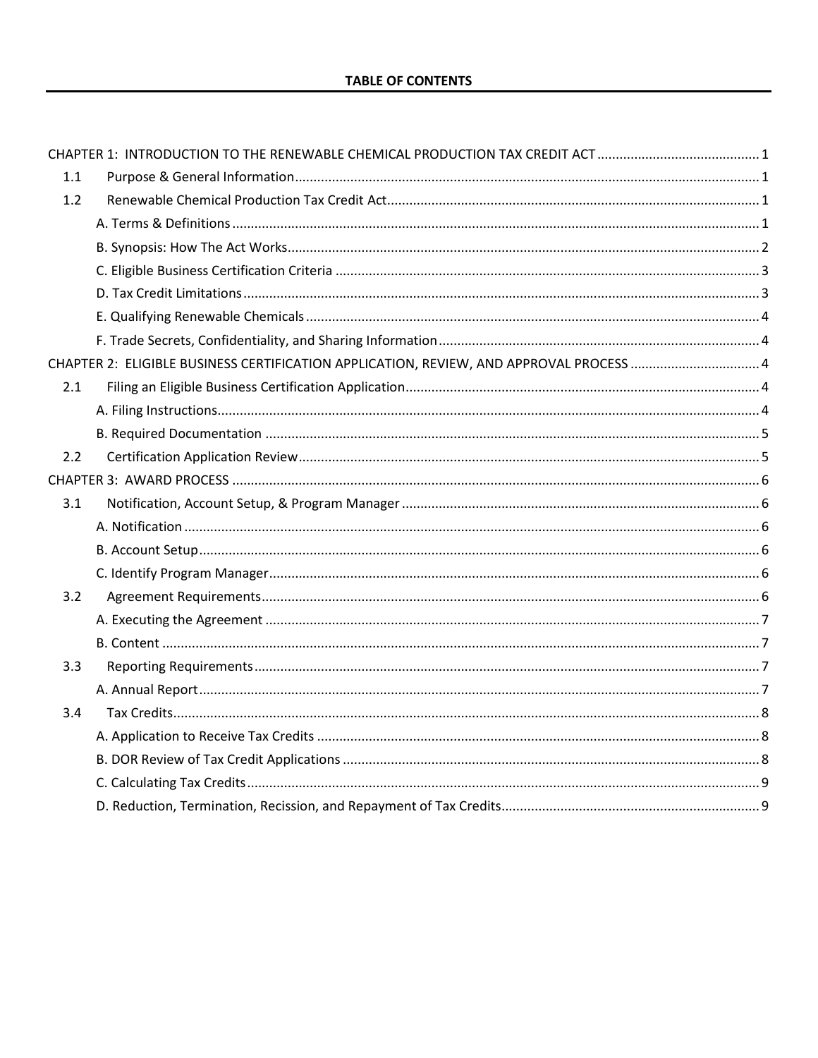**TABLE OF CONTENTS**

CHAPTER 1: INTRODUCTION TO THE RENEWABLE CHEMICAL PRODUCTION TAX CREDIT ACT ............ 1

- 1.1 Purpose & General Information ............ 1
- 1.2 Renewable Chemical Production Tax Credit Act ............ 1
  - A. Terms & Definitions ............ 1
  - B. Synopsis: How The Act Works ............ 2
  - C. Eligible Business Certification Criteria ............ 3
  - D. Tax Credit Limitations ............ 3
  - E. Qualifying Renewable Chemicals ............ 4
  - F. Trade Secrets, Confidentiality, and Sharing Information ............ 4

CHAPTER 2: ELIGIBLE BUSINESS CERTIFICATION APPLICATION, REVIEW, AND APPROVAL PROCESS ............ 4

- 2.1 Filing an Eligible Business Certification Application ............ 4
  - A. Filing Instructions ............ 4
  - B. Required Documentation ............ 5
- 2.2 Certification Application Review ............ 5

CHAPTER 3: AWARD PROCESS ............ 6

- 3.1 Notification, Account Setup, & Program Manager ............ 6
  - A. Notification ............ 6
  - B. Account Setup ............ 6
  - C. Identify Program Manager ............ 6
- 3.2 Agreement Requirements ............ 6
  - A. Executing the Agreement ............ 7
  - B. Content ............ 7
- 3.3 Reporting Requirements ............ 7
  - A. Annual Report ............ 7
- 3.4 Tax Credits ............ 8
  - A. Application to Receive Tax Credits ............ 8
  - B. DOR Review of Tax Credit Applications ............ 8
  - C. Calculating Tax Credits ............ 9
  - D. Reduction, Termination, Recission, and Repayment of Tax Credits ............ 9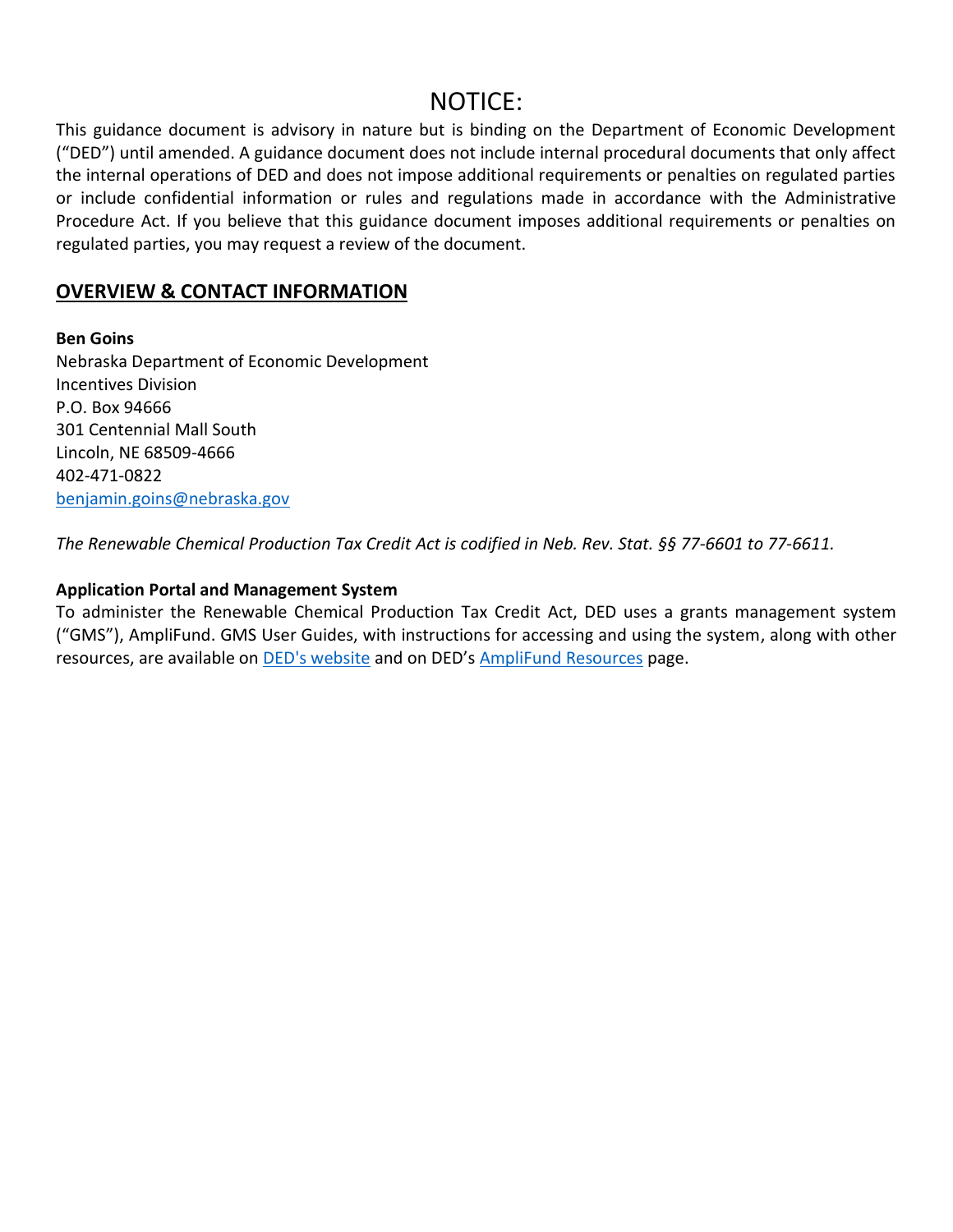# NOTICE:

This guidance document is advisory in nature but is binding on the Department of Economic Development ("DED") until amended. A guidance document does not include internal procedural documents that only affect the internal operations of DED and does not impose additional requirements or penalties on regulated parties or include confidential information or rules and regulations made in accordance with the Administrative Procedure Act. If you believe that this guidance document imposes additional requirements or penalties on regulated parties, you may request a review of the document.

## OVERVIEW & CONTACT INFORMATION

**Ben Goins**
Nebraska Department of Economic Development
Incentives Division
P.O. Box 94666
301 Centennial Mall South
Lincoln, NE 68509-4666
402-471-0822
[benjamin.goins@nebraska.gov](mailto:benjamin.goins@nebraska.gov)

*The Renewable Chemical Production Tax Credit Act is codified in Neb. Rev. Stat. §§ 77-6601 to 77-6611.*

**Application Portal and Management System**

To administer the Renewable Chemical Production Tax Credit Act, DED uses a grants management system ("GMS"), AmpliFund. GMS User Guides, with instructions for accessing and using the system, along with other resources, are available on DED's website and on DED's AmpliFund Resources page.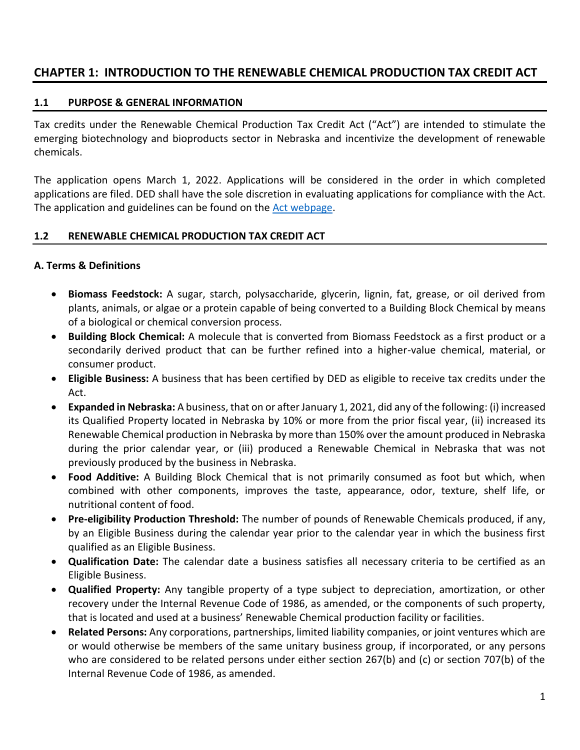# CHAPTER 1: INTRODUCTION TO THE RENEWABLE CHEMICAL PRODUCTION TAX CREDIT ACT

## 1.1 PURPOSE & GENERAL INFORMATION

Tax credits under the Renewable Chemical Production Tax Credit Act ("Act") are intended to stimulate the emerging biotechnology and bioproducts sector in Nebraska and incentivize the development of renewable chemicals.

The application opens March 1, 2022. Applications will be considered in the order in which completed applications are filed. DED shall have the sole discretion in evaluating applications for compliance with the Act. The application and guidelines can be found on the Act webpage.

## 1.2 RENEWABLE CHEMICAL PRODUCTION TAX CREDIT ACT

### A. Terms & Definitions

- **Biomass Feedstock:** A sugar, starch, polysaccharide, glycerin, lignin, fat, grease, or oil derived from plants, animals, or algae or a protein capable of being converted to a Building Block Chemical by means of a biological or chemical conversion process.
- **Building Block Chemical:** A molecule that is converted from Biomass Feedstock as a first product or a secondarily derived product that can be further refined into a higher-value chemical, material, or consumer product.
- **Eligible Business:** A business that has been certified by DED as eligible to receive tax credits under the Act.
- **Expanded in Nebraska:** A business, that on or after January 1, 2021, did any of the following: (i) increased its Qualified Property located in Nebraska by 10% or more from the prior fiscal year, (ii) increased its Renewable Chemical production in Nebraska by more than 150% over the amount produced in Nebraska during the prior calendar year, or (iii) produced a Renewable Chemical in Nebraska that was not previously produced by the business in Nebraska.
- **Food Additive:** A Building Block Chemical that is not primarily consumed as foot but which, when combined with other components, improves the taste, appearance, odor, texture, shelf life, or nutritional content of food.
- **Pre-eligibility Production Threshold:** The number of pounds of Renewable Chemicals produced, if any, by an Eligible Business during the calendar year prior to the calendar year in which the business first qualified as an Eligible Business.
- **Qualification Date:** The calendar date a business satisfies all necessary criteria to be certified as an Eligible Business.
- **Qualified Property:** Any tangible property of a type subject to depreciation, amortization, or other recovery under the Internal Revenue Code of 1986, as amended, or the components of such property, that is located and used at a business' Renewable Chemical production facility or facilities.
- **Related Persons:** Any corporations, partnerships, limited liability companies, or joint ventures which are or would otherwise be members of the same unitary business group, if incorporated, or any persons who are considered to be related persons under either section 267(b) and (c) or section 707(b) of the Internal Revenue Code of 1986, as amended.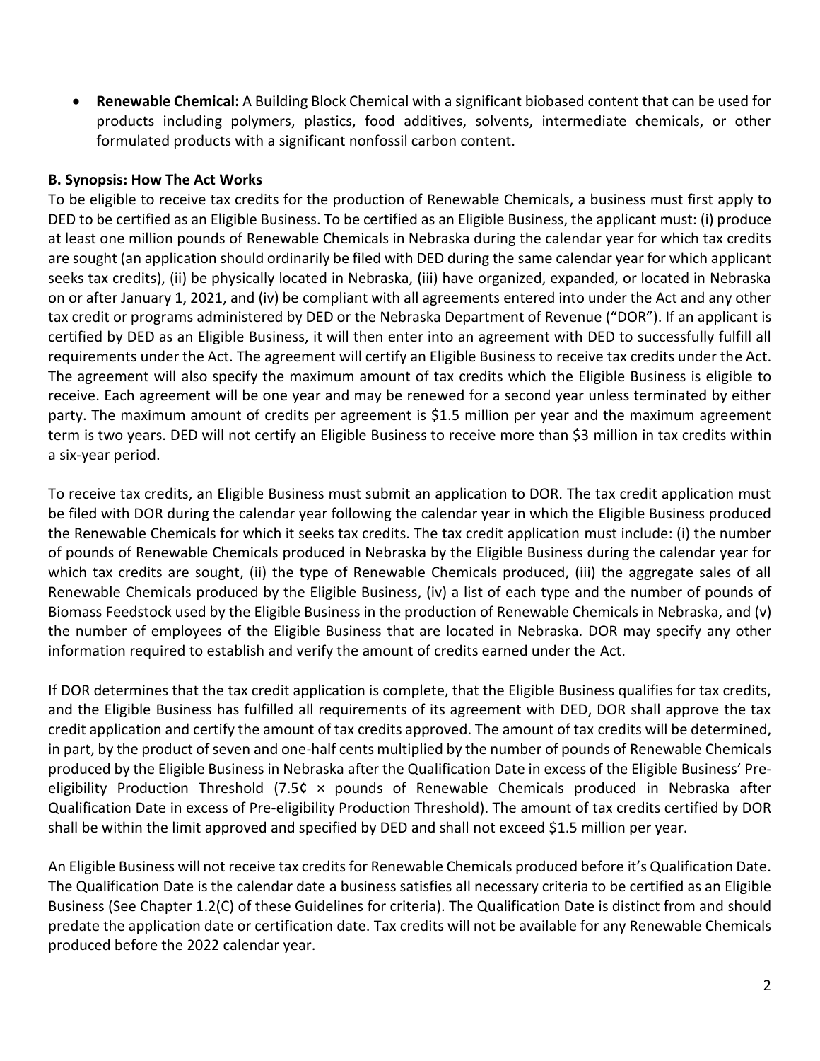- **Renewable Chemical:** A Building Block Chemical with a significant biobased content that can be used for products including polymers, plastics, food additives, solvents, intermediate chemicals, or other formulated products with a significant nonfossil carbon content.

**B. Synopsis: How The Act Works**

To be eligible to receive tax credits for the production of Renewable Chemicals, a business must first apply to DED to be certified as an Eligible Business. To be certified as an Eligible Business, the applicant must: (i) produce at least one million pounds of Renewable Chemicals in Nebraska during the calendar year for which tax credits are sought (an application should ordinarily be filed with DED during the same calendar year for which applicant seeks tax credits), (ii) be physically located in Nebraska, (iii) have organized, expanded, or located in Nebraska on or after January 1, 2021, and (iv) be compliant with all agreements entered into under the Act and any other tax credit or programs administered by DED or the Nebraska Department of Revenue ("DOR"). If an applicant is certified by DED as an Eligible Business, it will then enter into an agreement with DED to successfully fulfill all requirements under the Act. The agreement will certify an Eligible Business to receive tax credits under the Act. The agreement will also specify the maximum amount of tax credits which the Eligible Business is eligible to receive. Each agreement will be one year and may be renewed for a second year unless terminated by either party. The maximum amount of credits per agreement is $1.5 million per year and the maximum agreement term is two years. DED will not certify an Eligible Business to receive more than $3 million in tax credits within a six-year period.

To receive tax credits, an Eligible Business must submit an application to DOR. The tax credit application must be filed with DOR during the calendar year following the calendar year in which the Eligible Business produced the Renewable Chemicals for which it seeks tax credits. The tax credit application must include: (i) the number of pounds of Renewable Chemicals produced in Nebraska by the Eligible Business during the calendar year for which tax credits are sought, (ii) the type of Renewable Chemicals produced, (iii) the aggregate sales of all Renewable Chemicals produced by the Eligible Business, (iv) a list of each type and the number of pounds of Biomass Feedstock used by the Eligible Business in the production of Renewable Chemicals in Nebraska, and (v) the number of employees of the Eligible Business that are located in Nebraska. DOR may specify any other information required to establish and verify the amount of credits earned under the Act.

If DOR determines that the tax credit application is complete, that the Eligible Business qualifies for tax credits, and the Eligible Business has fulfilled all requirements of its agreement with DED, DOR shall approve the tax credit application and certify the amount of tax credits approved. The amount of tax credits will be determined, in part, by the product of seven and one-half cents multiplied by the number of pounds of Renewable Chemicals produced by the Eligible Business in Nebraska after the Qualification Date in excess of the Eligible Business' Pre-eligibility Production Threshold (7.5¢ × pounds of Renewable Chemicals produced in Nebraska after Qualification Date in excess of Pre-eligibility Production Threshold). The amount of tax credits certified by DOR shall be within the limit approved and specified by DED and shall not exceed $1.5 million per year.

An Eligible Business will not receive tax credits for Renewable Chemicals produced before it's Qualification Date. The Qualification Date is the calendar date a business satisfies all necessary criteria to be certified as an Eligible Business (See Chapter 1.2(C) of these Guidelines for criteria). The Qualification Date is distinct from and should predate the application date or certification date. Tax credits will not be available for any Renewable Chemicals produced before the 2022 calendar year.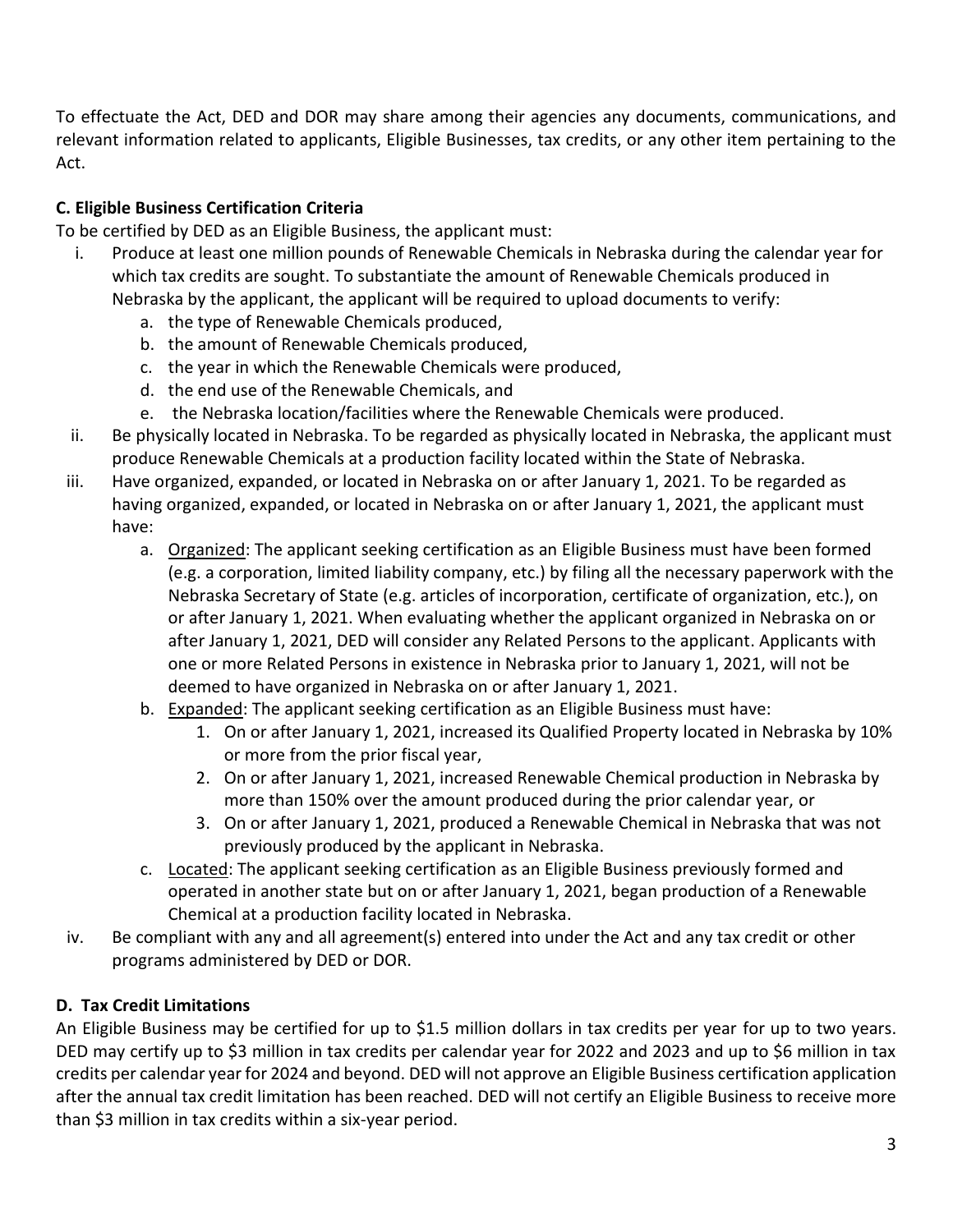To effectuate the Act, DED and DOR may share among their agencies any documents, communications, and relevant information related to applicants, Eligible Businesses, tax credits, or any other item pertaining to the Act.

**C. Eligible Business Certification Criteria**

To be certified by DED as an Eligible Business, the applicant must:

i. Produce at least one million pounds of Renewable Chemicals in Nebraska during the calendar year for which tax credits are sought. To substantiate the amount of Renewable Chemicals produced in Nebraska by the applicant, the applicant will be required to upload documents to verify:
   a. the type of Renewable Chemicals produced,
   b. the amount of Renewable Chemicals produced,
   c. the year in which the Renewable Chemicals were produced,
   d. the end use of the Renewable Chemicals, and
   e. the Nebraska location/facilities where the Renewable Chemicals were produced.

ii. Be physically located in Nebraska. To be regarded as physically located in Nebraska, the applicant must produce Renewable Chemicals at a production facility located within the State of Nebraska.

iii. Have organized, expanded, or located in Nebraska on or after January 1, 2021. To be regarded as having organized, expanded, or located in Nebraska on or after January 1, 2021, the applicant must have:
   a. Organized: The applicant seeking certification as an Eligible Business must have been formed (e.g. a corporation, limited liability company, etc.) by filing all the necessary paperwork with the Nebraska Secretary of State (e.g. articles of incorporation, certificate of organization, etc.), on or after January 1, 2021. When evaluating whether the applicant organized in Nebraska on or after January 1, 2021, DED will consider any Related Persons to the applicant. Applicants with one or more Related Persons in existence in Nebraska prior to January 1, 2021, will not be deemed to have organized in Nebraska on or after January 1, 2021.
   b. Expanded: The applicant seeking certification as an Eligible Business must have:
      1. On or after January 1, 2021, increased its Qualified Property located in Nebraska by 10% or more from the prior fiscal year,
      2. On or after January 1, 2021, increased Renewable Chemical production in Nebraska by more than 150% over the amount produced during the prior calendar year, or
      3. On or after January 1, 2021, produced a Renewable Chemical in Nebraska that was not previously produced by the applicant in Nebraska.
   c. Located: The applicant seeking certification as an Eligible Business previously formed and operated in another state but on or after January 1, 2021, began production of a Renewable Chemical at a production facility located in Nebraska.

iv. Be compliant with any and all agreement(s) entered into under the Act and any tax credit or other programs administered by DED or DOR.

**D. Tax Credit Limitations**

An Eligible Business may be certified for up to $1.5 million dollars in tax credits per year for up to two years. DED may certify up to $3 million in tax credits per calendar year for 2022 and 2023 and up to $6 million in tax credits per calendar year for 2024 and beyond. DED will not approve an Eligible Business certification application after the annual tax credit limitation has been reached. DED will not certify an Eligible Business to receive more than $3 million in tax credits within a six-year period.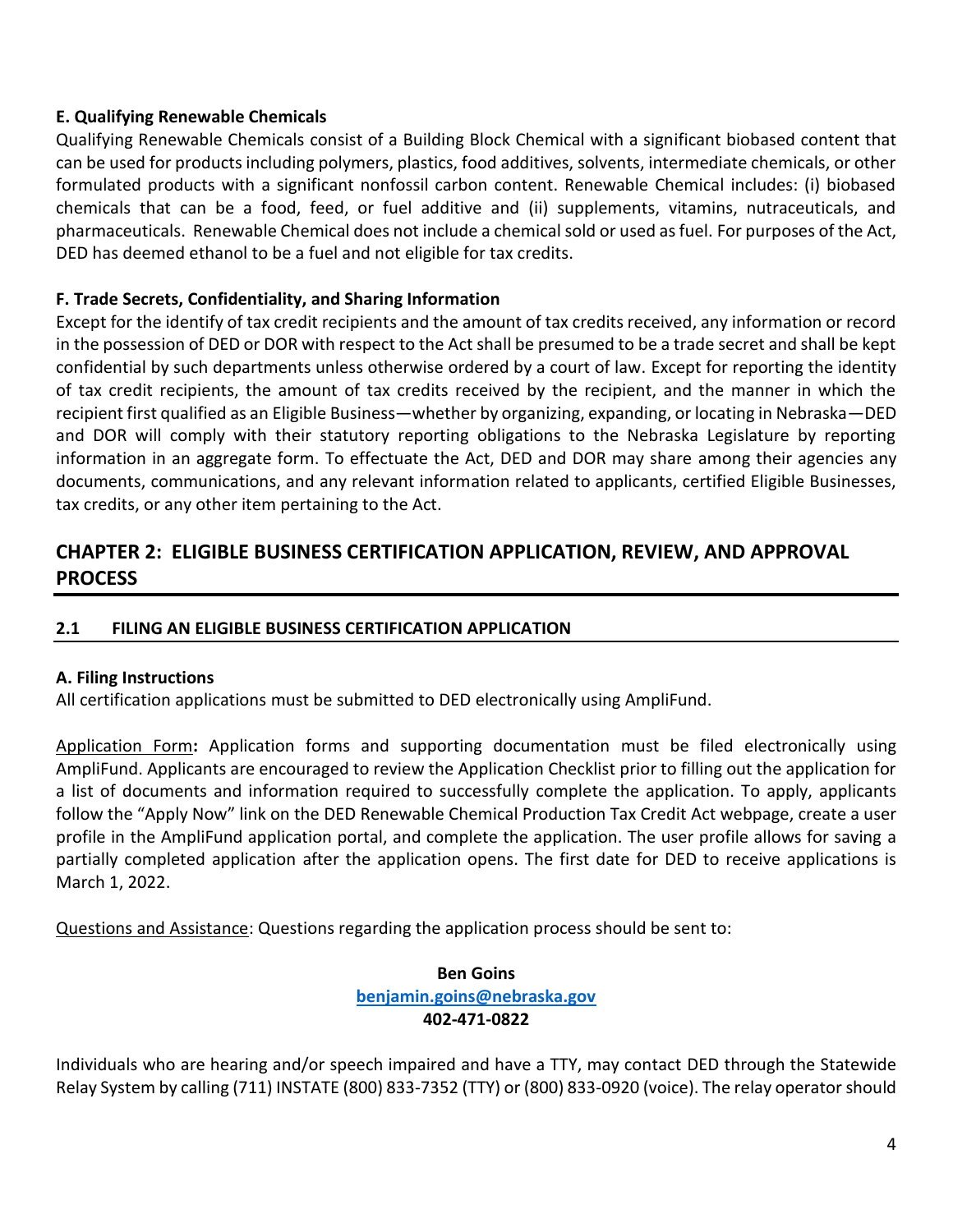### E. Qualifying Renewable Chemicals

Qualifying Renewable Chemicals consist of a Building Block Chemical with a significant biobased content that can be used for products including polymers, plastics, food additives, solvents, intermediate chemicals, or other formulated products with a significant nonfossil carbon content. Renewable Chemical includes: (i) biobased chemicals that can be a food, feed, or fuel additive and (ii) supplements, vitamins, nutraceuticals, and pharmaceuticals. Renewable Chemical does not include a chemical sold or used as fuel. For purposes of the Act, DED has deemed ethanol to be a fuel and not eligible for tax credits.

### F. Trade Secrets, Confidentiality, and Sharing Information

Except for the identify of tax credit recipients and the amount of tax credits received, any information or record in the possession of DED or DOR with respect to the Act shall be presumed to be a trade secret and shall be kept confidential by such departments unless otherwise ordered by a court of law. Except for reporting the identity of tax credit recipients, the amount of tax credits received by the recipient, and the manner in which the recipient first qualified as an Eligible Business—whether by organizing, expanding, or locating in Nebraska—DED and DOR will comply with their statutory reporting obligations to the Nebraska Legislature by reporting information in an aggregate form. To effectuate the Act, DED and DOR may share among their agencies any documents, communications, and any relevant information related to applicants, certified Eligible Businesses, tax credits, or any other item pertaining to the Act.

## CHAPTER 2: ELIGIBLE BUSINESS CERTIFICATION APPLICATION, REVIEW, AND APPROVAL PROCESS

### 2.1 FILING AN ELIGIBLE BUSINESS CERTIFICATION APPLICATION

### A. Filing Instructions

All certification applications must be submitted to DED electronically using AmpliFund.

Application Form**:** Application forms and supporting documentation must be filed electronically using AmpliFund. Applicants are encouraged to review the Application Checklist prior to filling out the application for a list of documents and information required to successfully complete the application. To apply, applicants follow the "Apply Now" link on the DED Renewable Chemical Production Tax Credit Act webpage, create a user profile in the AmpliFund application portal, and complete the application. The user profile allows for saving a partially completed application after the application opens. The first date for DED to receive applications is March 1, 2022.

Questions and Assistance: Questions regarding the application process should be sent to:

**Ben Goins**
**benjamin.goins@nebraska.gov**
**402-471-0822**

Individuals who are hearing and/or speech impaired and have a TTY, may contact DED through the Statewide Relay System by calling (711) INSTATE (800) 833-7352 (TTY) or (800) 833-0920 (voice). The relay operator should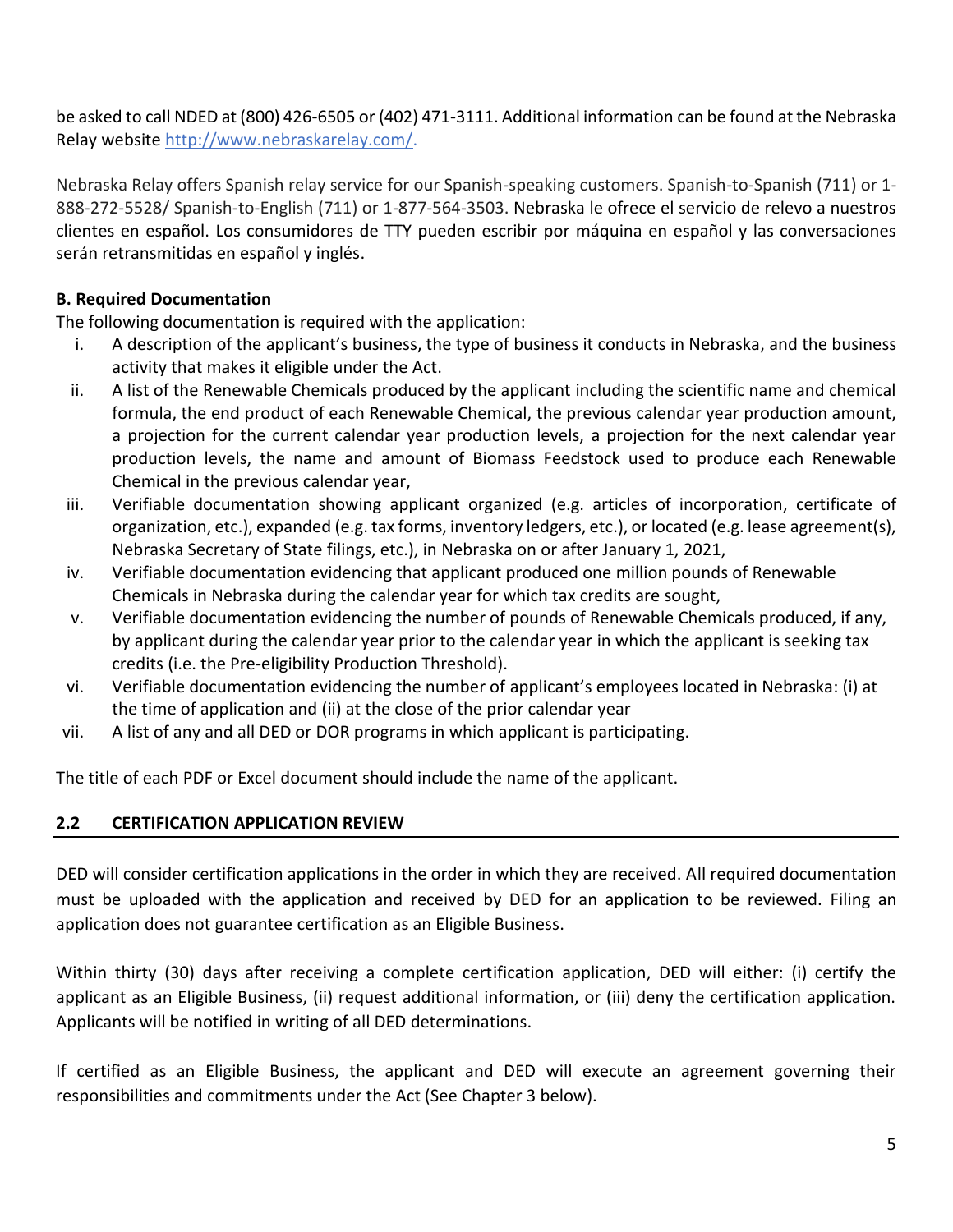be asked to call NDED at (800) 426-6505 or (402) 471-3111. Additional information can be found at the Nebraska Relay website http://www.nebraskarelay.com/.

Nebraska Relay offers Spanish relay service for our Spanish-speaking customers. Spanish-to-Spanish (711) or 1-888-272-5528/ Spanish-to-English (711) or 1-877-564-3503. Nebraska le ofrece el servicio de relevo a nuestros clientes en español. Los consumidores de TTY pueden escribir por máquina en español y las conversaciones serán retransmitidas en español y inglés.

**B. Required Documentation**

The following documentation is required with the application:

i. A description of the applicant's business, the type of business it conducts in Nebraska, and the business activity that makes it eligible under the Act.
ii. A list of the Renewable Chemicals produced by the applicant including the scientific name and chemical formula, the end product of each Renewable Chemical, the previous calendar year production amount, a projection for the current calendar year production levels, a projection for the next calendar year production levels, the name and amount of Biomass Feedstock used to produce each Renewable Chemical in the previous calendar year,
iii. Verifiable documentation showing applicant organized (e.g. articles of incorporation, certificate of organization, etc.), expanded (e.g. tax forms, inventory ledgers, etc.), or located (e.g. lease agreement(s), Nebraska Secretary of State filings, etc.), in Nebraska on or after January 1, 2021,
iv. Verifiable documentation evidencing that applicant produced one million pounds of Renewable Chemicals in Nebraska during the calendar year for which tax credits are sought,
v. Verifiable documentation evidencing the number of pounds of Renewable Chemicals produced, if any, by applicant during the calendar year prior to the calendar year in which the applicant is seeking tax credits (i.e. the Pre-eligibility Production Threshold).
vi. Verifiable documentation evidencing the number of applicant's employees located in Nebraska: (i) at the time of application and (ii) at the close of the prior calendar year
vii. A list of any and all DED or DOR programs in which applicant is participating.

The title of each PDF or Excel document should include the name of the applicant.

## 2.2 CERTIFICATION APPLICATION REVIEW

DED will consider certification applications in the order in which they are received. All required documentation must be uploaded with the application and received by DED for an application to be reviewed. Filing an application does not guarantee certification as an Eligible Business.

Within thirty (30) days after receiving a complete certification application, DED will either: (i) certify the applicant as an Eligible Business, (ii) request additional information, or (iii) deny the certification application. Applicants will be notified in writing of all DED determinations.

If certified as an Eligible Business, the applicant and DED will execute an agreement governing their responsibilities and commitments under the Act (See Chapter 3 below).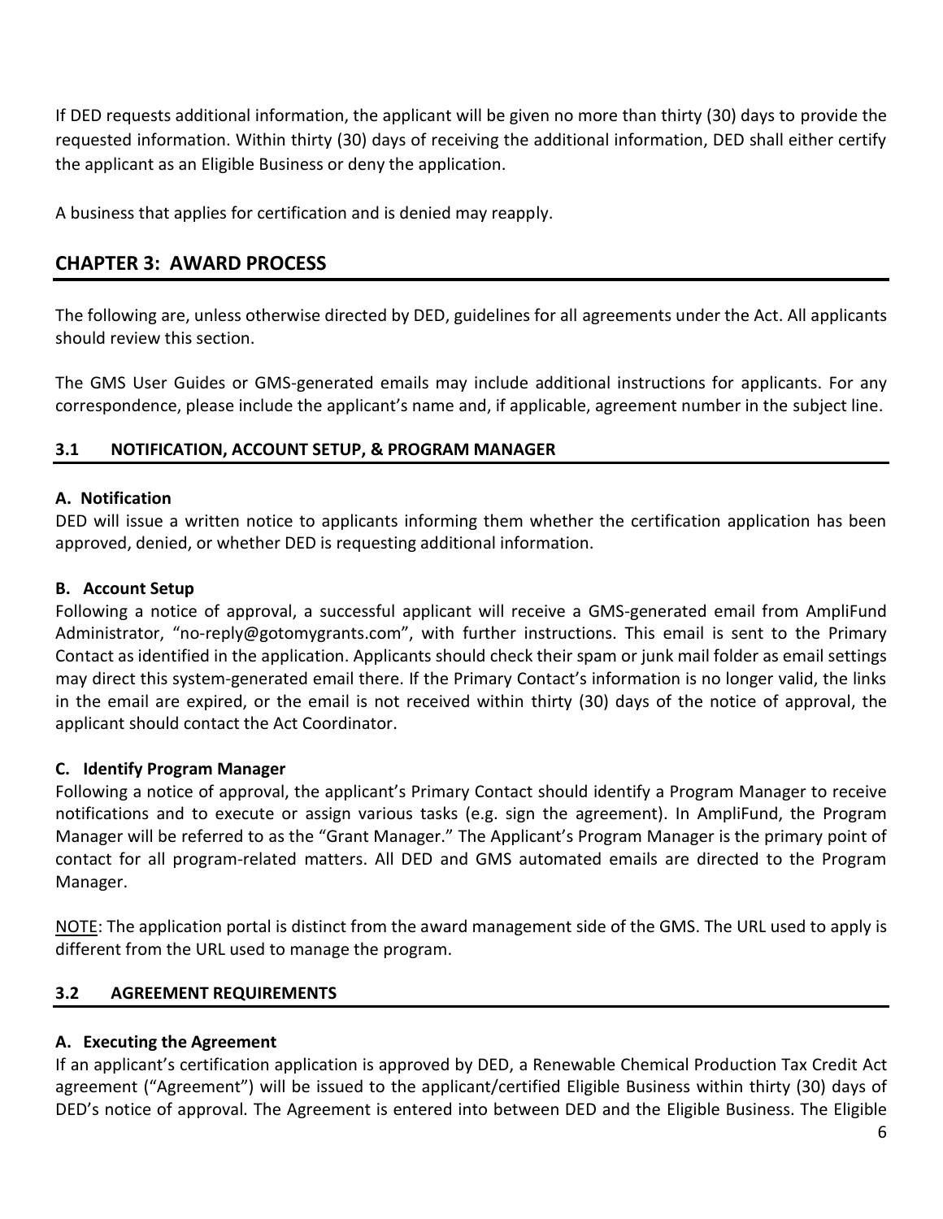If DED requests additional information, the applicant will be given no more than thirty (30) days to provide the requested information. Within thirty (30) days of receiving the additional information, DED shall either certify the applicant as an Eligible Business or deny the application.

A business that applies for certification and is denied may reapply.

## CHAPTER 3: AWARD PROCESS

The following are, unless otherwise directed by DED, guidelines for all agreements under the Act. All applicants should review this section.

The GMS User Guides or GMS-generated emails may include additional instructions for applicants. For any correspondence, please include the applicant's name and, if applicable, agreement number in the subject line.

### 3.1 NOTIFICATION, ACCOUNT SETUP, & PROGRAM MANAGER

**A. Notification**

DED will issue a written notice to applicants informing them whether the certification application has been approved, denied, or whether DED is requesting additional information.

**B. Account Setup**

Following a notice of approval, a successful applicant will receive a GMS-generated email from AmpliFund Administrator, "no-reply@gotomygrants.com", with further instructions. This email is sent to the Primary Contact as identified in the application. Applicants should check their spam or junk mail folder as email settings may direct this system-generated email there. If the Primary Contact's information is no longer valid, the links in the email are expired, or the email is not received within thirty (30) days of the notice of approval, the applicant should contact the Act Coordinator.

**C. Identify Program Manager**

Following a notice of approval, the applicant's Primary Contact should identify a Program Manager to receive notifications and to execute or assign various tasks (e.g. sign the agreement). In AmpliFund, the Program Manager will be referred to as the "Grant Manager." The Applicant's Program Manager is the primary point of contact for all program-related matters. All DED and GMS automated emails are directed to the Program Manager.

NOTE: The application portal is distinct from the award management side of the GMS. The URL used to apply is different from the URL used to manage the program.

### 3.2 AGREEMENT REQUIREMENTS

**A. Executing the Agreement**

If an applicant's certification application is approved by DED, a Renewable Chemical Production Tax Credit Act agreement ("Agreement") will be issued to the applicant/certified Eligible Business within thirty (30) days of DED's notice of approval. The Agreement is entered into between DED and the Eligible Business. The Eligible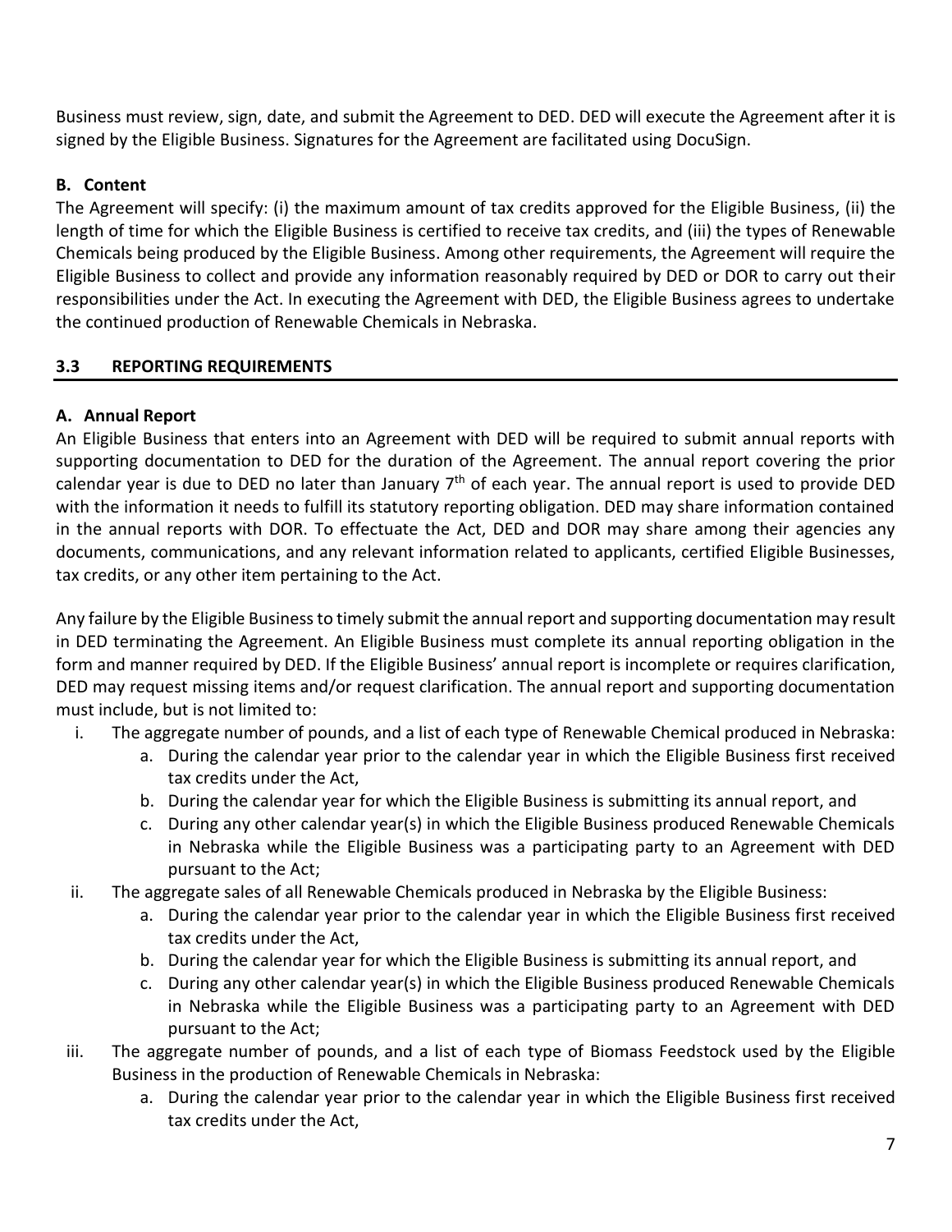Business must review, sign, date, and submit the Agreement to DED. DED will execute the Agreement after it is signed by the Eligible Business. Signatures for the Agreement are facilitated using DocuSign.

### B. Content

The Agreement will specify: (i) the maximum amount of tax credits approved for the Eligible Business, (ii) the length of time for which the Eligible Business is certified to receive tax credits, and (iii) the types of Renewable Chemicals being produced by the Eligible Business. Among other requirements, the Agreement will require the Eligible Business to collect and provide any information reasonably required by DED or DOR to carry out their responsibilities under the Act. In executing the Agreement with DED, the Eligible Business agrees to undertake the continued production of Renewable Chemicals in Nebraska.

## 3.3 REPORTING REQUIREMENTS

### A. Annual Report

An Eligible Business that enters into an Agreement with DED will be required to submit annual reports with supporting documentation to DED for the duration of the Agreement. The annual report covering the prior calendar year is due to DED no later than January 7th of each year. The annual report is used to provide DED with the information it needs to fulfill its statutory reporting obligation. DED may share information contained in the annual reports with DOR. To effectuate the Act, DED and DOR may share among their agencies any documents, communications, and any relevant information related to applicants, certified Eligible Businesses, tax credits, or any other item pertaining to the Act.

Any failure by the Eligible Business to timely submit the annual report and supporting documentation may result in DED terminating the Agreement. An Eligible Business must complete its annual reporting obligation in the form and manner required by DED. If the Eligible Business' annual report is incomplete or requires clarification, DED may request missing items and/or request clarification. The annual report and supporting documentation must include, but is not limited to:

i. The aggregate number of pounds, and a list of each type of Renewable Chemical produced in Nebraska:
   a. During the calendar year prior to the calendar year in which the Eligible Business first received tax credits under the Act,
   b. During the calendar year for which the Eligible Business is submitting its annual report, and
   c. During any other calendar year(s) in which the Eligible Business produced Renewable Chemicals in Nebraska while the Eligible Business was a participating party to an Agreement with DED pursuant to the Act;

ii. The aggregate sales of all Renewable Chemicals produced in Nebraska by the Eligible Business:
   a. During the calendar year prior to the calendar year in which the Eligible Business first received tax credits under the Act,
   b. During the calendar year for which the Eligible Business is submitting its annual report, and
   c. During any other calendar year(s) in which the Eligible Business produced Renewable Chemicals in Nebraska while the Eligible Business was a participating party to an Agreement with DED pursuant to the Act;

iii. The aggregate number of pounds, and a list of each type of Biomass Feedstock used by the Eligible Business in the production of Renewable Chemicals in Nebraska:
   a. During the calendar year prior to the calendar year in which the Eligible Business first received tax credits under the Act,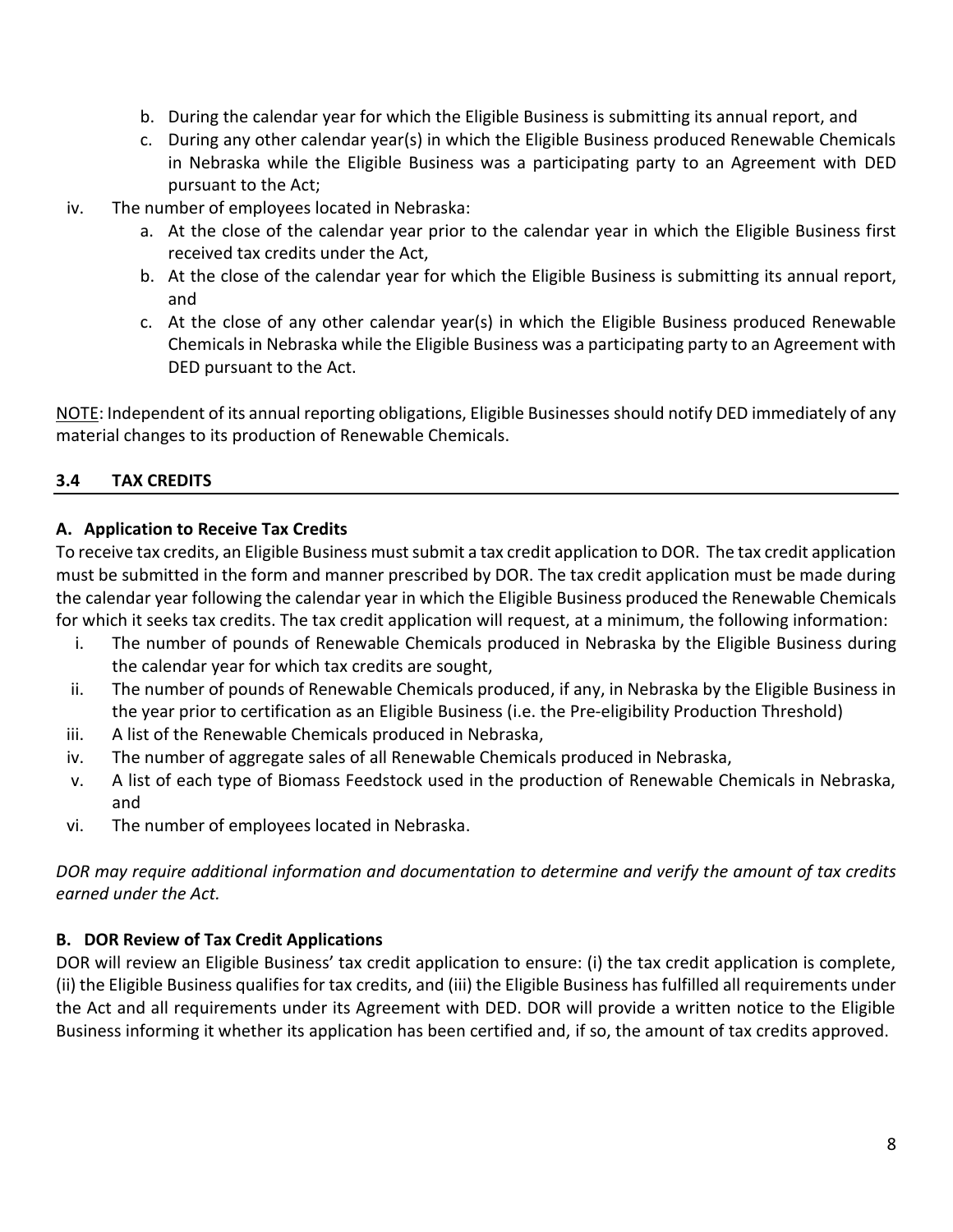b. During the calendar year for which the Eligible Business is submitting its annual report, and
   c. During any other calendar year(s) in which the Eligible Business produced Renewable Chemicals in Nebraska while the Eligible Business was a participating party to an Agreement with DED pursuant to the Act;

iv. The number of employees located in Nebraska:
   a. At the close of the calendar year prior to the calendar year in which the Eligible Business first received tax credits under the Act,
   b. At the close of the calendar year for which the Eligible Business is submitting its annual report, and
   c. At the close of any other calendar year(s) in which the Eligible Business produced Renewable Chemicals in Nebraska while the Eligible Business was a participating party to an Agreement with DED pursuant to the Act.

NOTE: Independent of its annual reporting obligations, Eligible Businesses should notify DED immediately of any material changes to its production of Renewable Chemicals.

## 3.4 TAX CREDITS

### A. Application to Receive Tax Credits

To receive tax credits, an Eligible Business must submit a tax credit application to DOR. The tax credit application must be submitted in the form and manner prescribed by DOR. The tax credit application must be made during the calendar year following the calendar year in which the Eligible Business produced the Renewable Chemicals for which it seeks tax credits. The tax credit application will request, at a minimum, the following information:

i. The number of pounds of Renewable Chemicals produced in Nebraska by the Eligible Business during the calendar year for which tax credits are sought,
ii. The number of pounds of Renewable Chemicals produced, if any, in Nebraska by the Eligible Business in the year prior to certification as an Eligible Business (i.e. the Pre-eligibility Production Threshold)
iii. A list of the Renewable Chemicals produced in Nebraska,
iv. The number of aggregate sales of all Renewable Chemicals produced in Nebraska,
v. A list of each type of Biomass Feedstock used in the production of Renewable Chemicals in Nebraska, and
vi. The number of employees located in Nebraska.

*DOR may require additional information and documentation to determine and verify the amount of tax credits earned under the Act.*

### B. DOR Review of Tax Credit Applications

DOR will review an Eligible Business' tax credit application to ensure: (i) the tax credit application is complete, (ii) the Eligible Business qualifies for tax credits, and (iii) the Eligible Business has fulfilled all requirements under the Act and all requirements under its Agreement with DED. DOR will provide a written notice to the Eligible Business informing it whether its application has been certified and, if so, the amount of tax credits approved.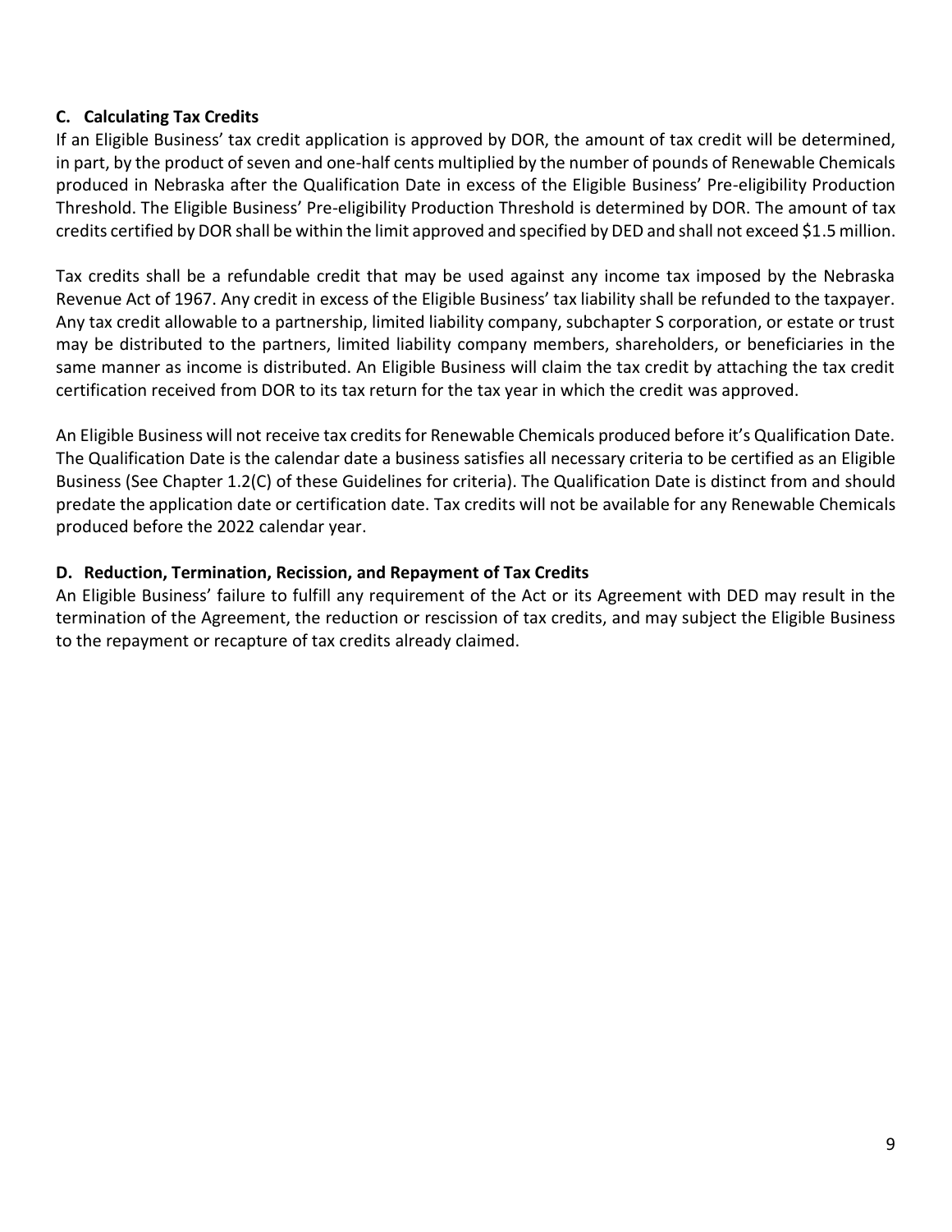### C. Calculating Tax Credits

If an Eligible Business' tax credit application is approved by DOR, the amount of tax credit will be determined, in part, by the product of seven and one-half cents multiplied by the number of pounds of Renewable Chemicals produced in Nebraska after the Qualification Date in excess of the Eligible Business' Pre-eligibility Production Threshold. The Eligible Business' Pre-eligibility Production Threshold is determined by DOR. The amount of tax credits certified by DOR shall be within the limit approved and specified by DED and shall not exceed $1.5 million.

Tax credits shall be a refundable credit that may be used against any income tax imposed by the Nebraska Revenue Act of 1967. Any credit in excess of the Eligible Business' tax liability shall be refunded to the taxpayer. Any tax credit allowable to a partnership, limited liability company, subchapter S corporation, or estate or trust may be distributed to the partners, limited liability company members, shareholders, or beneficiaries in the same manner as income is distributed. An Eligible Business will claim the tax credit by attaching the tax credit certification received from DOR to its tax return for the tax year in which the credit was approved.

An Eligible Business will not receive tax credits for Renewable Chemicals produced before it's Qualification Date. The Qualification Date is the calendar date a business satisfies all necessary criteria to be certified as an Eligible Business (See Chapter 1.2(C) of these Guidelines for criteria). The Qualification Date is distinct from and should predate the application date or certification date. Tax credits will not be available for any Renewable Chemicals produced before the 2022 calendar year.

### D. Reduction, Termination, Recission, and Repayment of Tax Credits

An Eligible Business' failure to fulfill any requirement of the Act or its Agreement with DED may result in the termination of the Agreement, the reduction or rescission of tax credits, and may subject the Eligible Business to the repayment or recapture of tax credits already claimed.